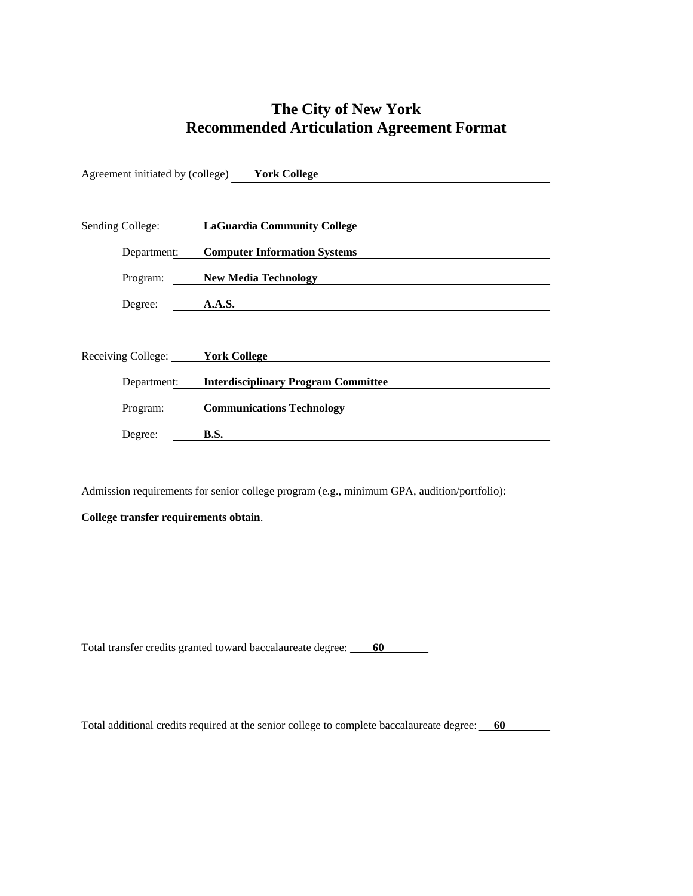# The City of New York
# Recommended Articulation Agreement Format

Agreement initiated by (college) **York College**

Sending College: **LaGuardia Community College**

Department: **Computer Information Systems**

Program: **New Media Technology**

Degree: **A.A.S.**

Receiving College: **York College**

Department: **Interdisciplinary Program Committee**

Program: **Communications Technology**

Degree: **B.S.**

Admission requirements for senior college program (e.g., minimum GPA, audition/portfolio):

**College transfer requirements obtain**.

Total transfer credits granted toward baccalaureate degree: **60**

Total additional credits required at the senior college to complete baccalaureate degree: **60**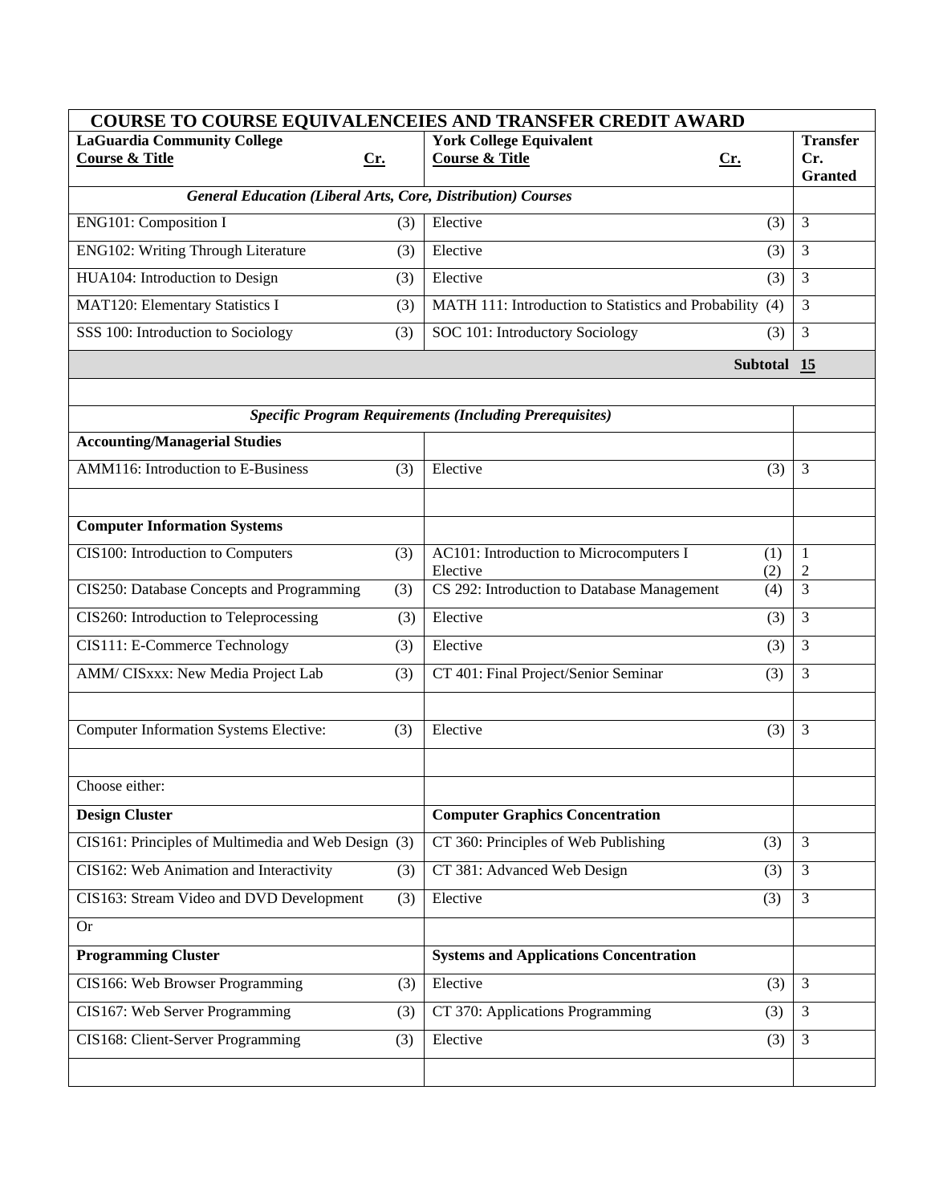| **COURSE TO COURSE EQUIVALENCEIES AND TRANSFER CREDIT AWARD** | | | | |
|---|---|---|---|---|
| **LaGuardia Community College Course & Title** | **Cr.** | **York College Equivalent Course & Title** | **Cr.** | **Transfer Cr. Granted** |
| ***General Education (Liberal Arts, Core, Distribution) Courses*** | | | | |
| ENG101: Composition I | (3) | Elective | (3) | 3 |
| ENG102: Writing Through Literature | (3) | Elective | (3) | 3 |
| HUA104: Introduction to Design | (3) | Elective | (3) | 3 |
| MAT120: Elementary Statistics I | (3) | MATH 111: Introduction to Statistics and Probability | (4) | 3 |
| SSS 100: Introduction to Sociology | (3) | SOC 101: Introductory Sociology | (3) | 3 |
| | | | **Subtotal** | **15** |
| | | | | |
| ***Specific Program Requirements (Including Prerequisites)*** | | | | |
| **Accounting/Managerial Studies** | | | | |
| AMM116: Introduction to E-Business | (3) | Elective | (3) | 3 |
| | | | | |
| **Computer Information Systems** | | | | |
| CIS100: Introduction to Computers | (3) | AC101: Introduction to Microcomputers I<br>Elective | (1)<br>(2) | 1<br>2 |
| CIS250: Database Concepts and Programming | (3) | CS 292: Introduction to Database Management | (4) | 3 |
| CIS260: Introduction to Teleprocessing | (3) | Elective | (3) | 3 |
| CIS111: E-Commerce Technology | (3) | Elective | (3) | 3 |
| AMM/ CISxxx: New Media Project Lab | (3) | CT 401: Final Project/Senior Seminar | (3) | 3 |
| | | | | |
| Computer Information Systems Elective: | (3) | Elective | (3) | 3 |
| | | | | |
| Choose either: | | | | |
| **Design Cluster** | | **Computer Graphics Concentration** | | |
| CIS161: Principles of Multimedia and Web Design | (3) | CT 360: Principles of Web Publishing | (3) | 3 |
| CIS162: Web Animation and Interactivity | (3) | CT 381: Advanced Web Design | (3) | 3 |
| CIS163: Stream Video and DVD Development | (3) | Elective | (3) | 3 |
| Or | | | | |
| **Programming Cluster** | | **Systems and Applications Concentration** | | |
| CIS166: Web Browser Programming | (3) | Elective | (3) | 3 |
| CIS167: Web Server Programming | (3) | CT 370: Applications Programming | (3) | 3 |
| CIS168: Client-Server Programming | (3) | Elective | (3) | 3 |
| | | | | |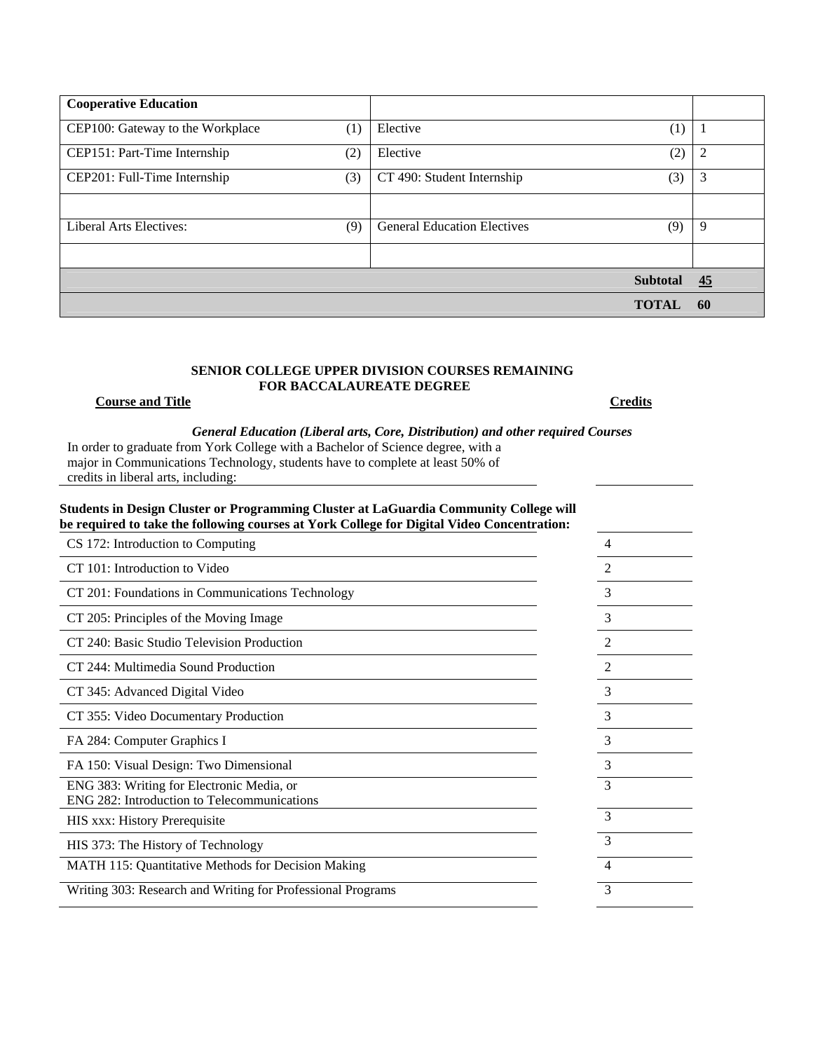| Cooperative Education | | | | |
|---|---|---|---|---|
| CEP100: Gateway to the Workplace | (1) | Elective | (1) | 1 |
| CEP151: Part-Time Internship | (2) | Elective | (2) | 2 |
| CEP201: Full-Time Internship | (3) | CT 490: Student Internship | (3) | 3 |
| | | | | |
| Liberal Arts Electives: | (9) | General Education Electives | (9) | 9 |
| | | | | |
| | | | **Subtotal** | **45** |
| | | | **TOTAL** | **60** |

**SENIOR COLLEGE UPPER DIVISION COURSES REMAINING FOR BACCALAUREATE DEGREE**

**Course and Title** — **Credits**

***General Education (Liberal arts, Core, Distribution) and other required Courses***

In order to graduate from York College with a Bachelor of Science degree, with a major in Communications Technology, students have to complete at least 50% of credits in liberal arts, including:

**Students in Design Cluster or Programming Cluster at LaGuardia Community College will be required to take the following courses at York College for Digital Video Concentration:**

| Course and Title | Credits |
|---|---|
| CS 172: Introduction to Computing | 4 |
| CT 101: Introduction to Video | 2 |
| CT 201: Foundations in Communications Technology | 3 |
| CT 205: Principles of the Moving Image | 3 |
| CT 240: Basic Studio Television Production | 2 |
| CT 244: Multimedia Sound Production | 2 |
| CT 345: Advanced Digital Video | 3 |
| CT 355: Video Documentary Production | 3 |
| FA 284: Computer Graphics I | 3 |
| FA 150: Visual Design: Two Dimensional | 3 |
| ENG 383: Writing for Electronic Media, or ENG 282: Introduction to Telecommunications | 3 |
| HIS xxx: History Prerequisite | 3 |
| HIS 373: The History of Technology | 3 |
| MATH 115: Quantitative Methods for Decision Making | 4 |
| Writing 303: Research and Writing for Professional Programs | 3 |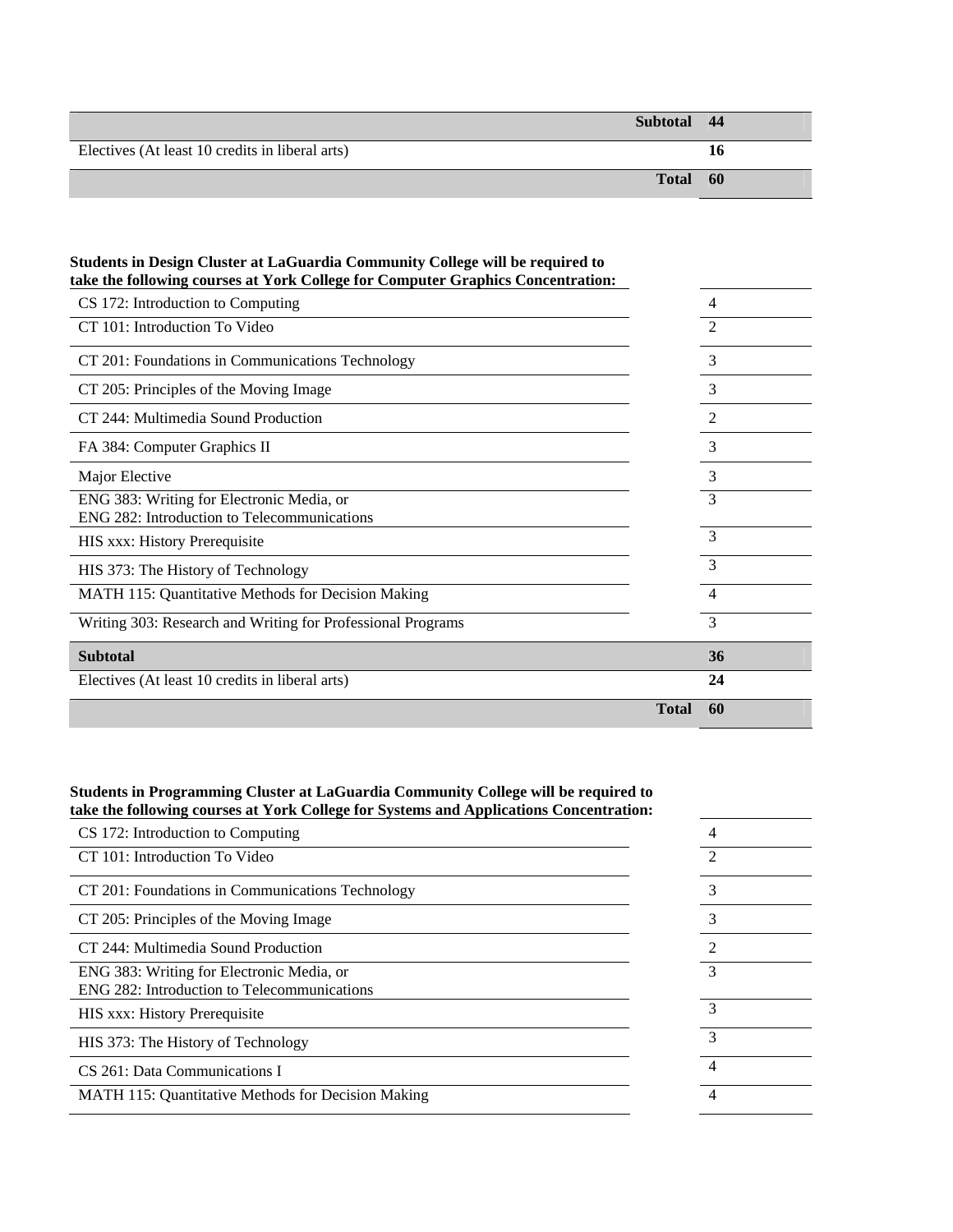| | |
|---|---|
| **Subtotal** | **44** |
| Electives (At least 10 credits in liberal arts) | **16** |
| **Total** | **60** |

**Students in Design Cluster at LaGuardia Community College will be required to take the following courses at York College for Computer Graphics Concentration:**

| Course | Credits |
|---|---|
| CS 172: Introduction to Computing | 4 |
| CT 101: Introduction To Video | 2 |
| CT 201: Foundations in Communications Technology | 3 |
| CT 205: Principles of the Moving Image | 3 |
| CT 244: Multimedia Sound Production | 2 |
| FA 384: Computer Graphics II | 3 |
| Major Elective | 3 |
| ENG 383: Writing for Electronic Media, or ENG 282: Introduction to Telecommunications | 3 |
| HIS xxx: History Prerequisite | 3 |
| HIS 373: The History of Technology | 3 |
| MATH 115: Quantitative Methods for Decision Making | 4 |
| Writing 303: Research and Writing for Professional Programs | 3 |
| **Subtotal** | **36** |
| Electives (At least 10 credits in liberal arts) | **24** |
| **Total** | **60** |

**Students in Programming Cluster at LaGuardia Community College will be required to take the following courses at York College for Systems and Applications Concentration:**

| Course | Credits |
|---|---|
| CS 172: Introduction to Computing | 4 |
| CT 101: Introduction To Video | 2 |
| CT 201: Foundations in Communications Technology | 3 |
| CT 205: Principles of the Moving Image | 3 |
| CT 244: Multimedia Sound Production | 2 |
| ENG 383: Writing for Electronic Media, or ENG 282: Introduction to Telecommunications | 3 |
| HIS xxx: History Prerequisite | 3 |
| HIS 373: The History of Technology | 3 |
| CS 261: Data Communications I | 4 |
| MATH 115: Quantitative Methods for Decision Making | 4 |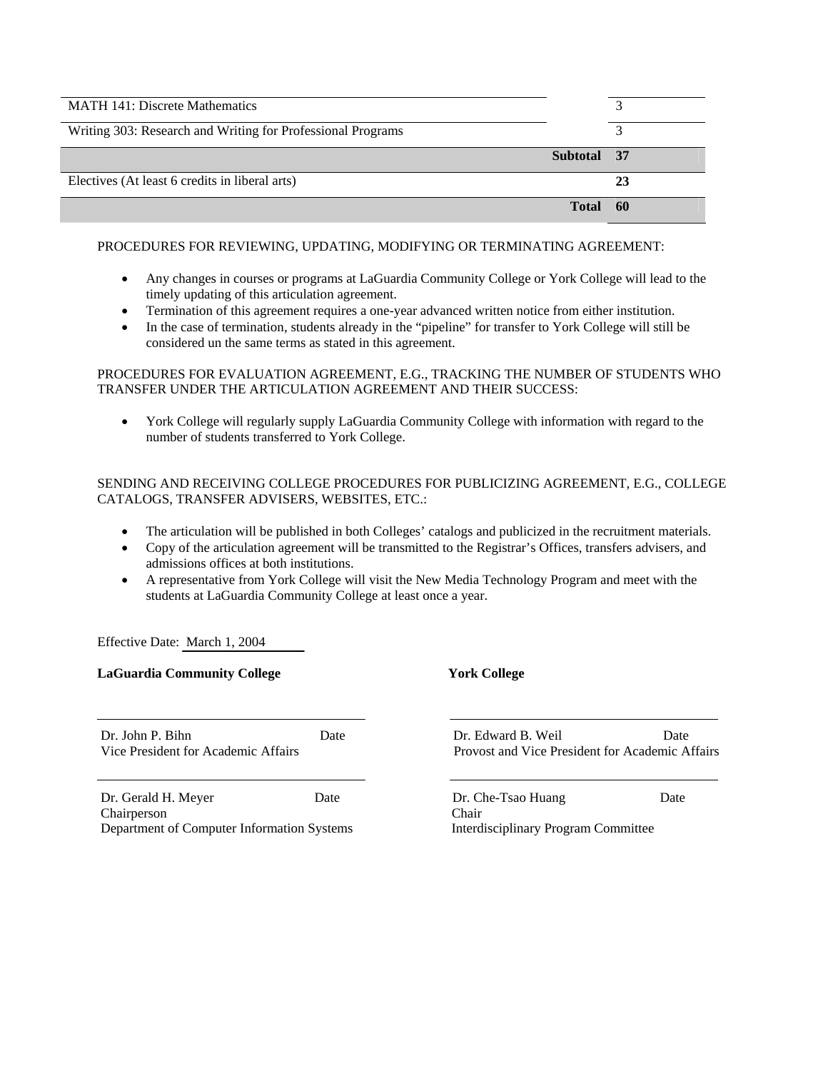| | |
|---|---|
| MATH 141: Discrete Mathematics | 3 |
| Writing 303: Research and Writing for Professional Programs | 3 |
| **Subtotal** | **37** |
| Electives (At least 6 credits in liberal arts) | **23** |
| **Total** | **60** |

PROCEDURES FOR REVIEWING, UPDATING, MODIFYING OR TERMINATING AGREEMENT:

- Any changes in courses or programs at LaGuardia Community College or York College will lead to the timely updating of this articulation agreement.
- Termination of this agreement requires a one-year advanced written notice from either institution.
- In the case of termination, students already in the "pipeline" for transfer to York College will still be considered un the same terms as stated in this agreement.

PROCEDURES FOR EVALUATION AGREEMENT, E.G., TRACKING THE NUMBER OF STUDENTS WHO TRANSFER UNDER THE ARTICULATION AGREEMENT AND THEIR SUCCESS:

- York College will regularly supply LaGuardia Community College with information with regard to the number of students transferred to York College.

SENDING AND RECEIVING COLLEGE PROCEDURES FOR PUBLICIZING AGREEMENT, E.G., COLLEGE CATALOGS, TRANSFER ADVISERS, WEBSITES, ETC.:

- The articulation will be published in both Colleges' catalogs and publicized in the recruitment materials.
- Copy of the articulation agreement will be transmitted to the Registrar's Offices, transfers advisers, and admissions offices at both institutions.
- A representative from York College will visit the New Media Technology Program and meet with the students at LaGuardia Community College at least once a year.

Effective Date: March 1, 2004

**LaGuardia Community College**

Dr. John P. Bihn — Date
Vice President for Academic Affairs

Dr. Gerald H. Meyer — Date
Chairperson
Department of Computer Information Systems

**York College**

Dr. Edward B. Weil — Date
Provost and Vice President for Academic Affairs

Dr. Che-Tsao Huang — Date
Chair
Interdisciplinary Program Committee